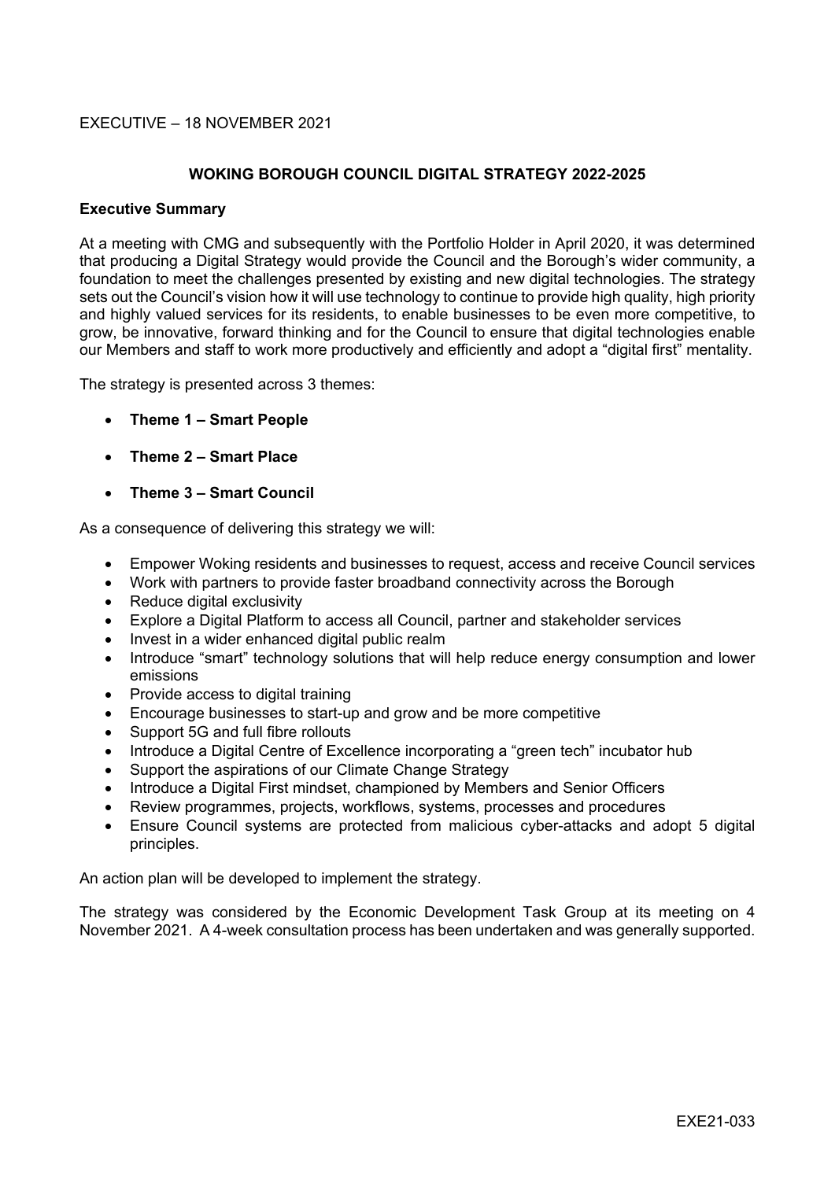EXECUTIVE – 18 NOVEMBER 2021

# WOKING BOROUGH COUNCIL DIGITAL STRATEGY 2022-2025

## Executive Summary

At a meeting with CMG and subsequently with the Portfolio Holder in April 2020, it was determined that producing a Digital Strategy would provide the Council and the Borough's wider community, a foundation to meet the challenges presented by existing and new digital technologies. The strategy sets out the Council's vision how it will use technology to continue to provide high quality, high priority and highly valued services for its residents, to enable businesses to be even more competitive, to grow, be innovative, forward thinking and for the Council to ensure that digital technologies enable our Members and staff to work more productively and efficiently and adopt a "digital first" mentality.

The strategy is presented across 3 themes:

- **Theme 1 – Smart People**
- **Theme 2 – Smart Place**
- **Theme 3 – Smart Council**

As a consequence of delivering this strategy we will:

- Empower Woking residents and businesses to request, access and receive Council services
- Work with partners to provide faster broadband connectivity across the Borough
- Reduce digital exclusivity
- Explore a Digital Platform to access all Council, partner and stakeholder services
- Invest in a wider enhanced digital public realm
- Introduce "smart" technology solutions that will help reduce energy consumption and lower emissions
- Provide access to digital training
- Encourage businesses to start-up and grow and be more competitive
- Support 5G and full fibre rollouts
- Introduce a Digital Centre of Excellence incorporating a "green tech" incubator hub
- Support the aspirations of our Climate Change Strategy
- Introduce a Digital First mindset, championed by Members and Senior Officers
- Review programmes, projects, workflows, systems, processes and procedures
- Ensure Council systems are protected from malicious cyber-attacks and adopt 5 digital principles.

An action plan will be developed to implement the strategy.

The strategy was considered by the Economic Development Task Group at its meeting on 4 November 2021. A 4-week consultation process has been undertaken and was generally supported.

EXE21-033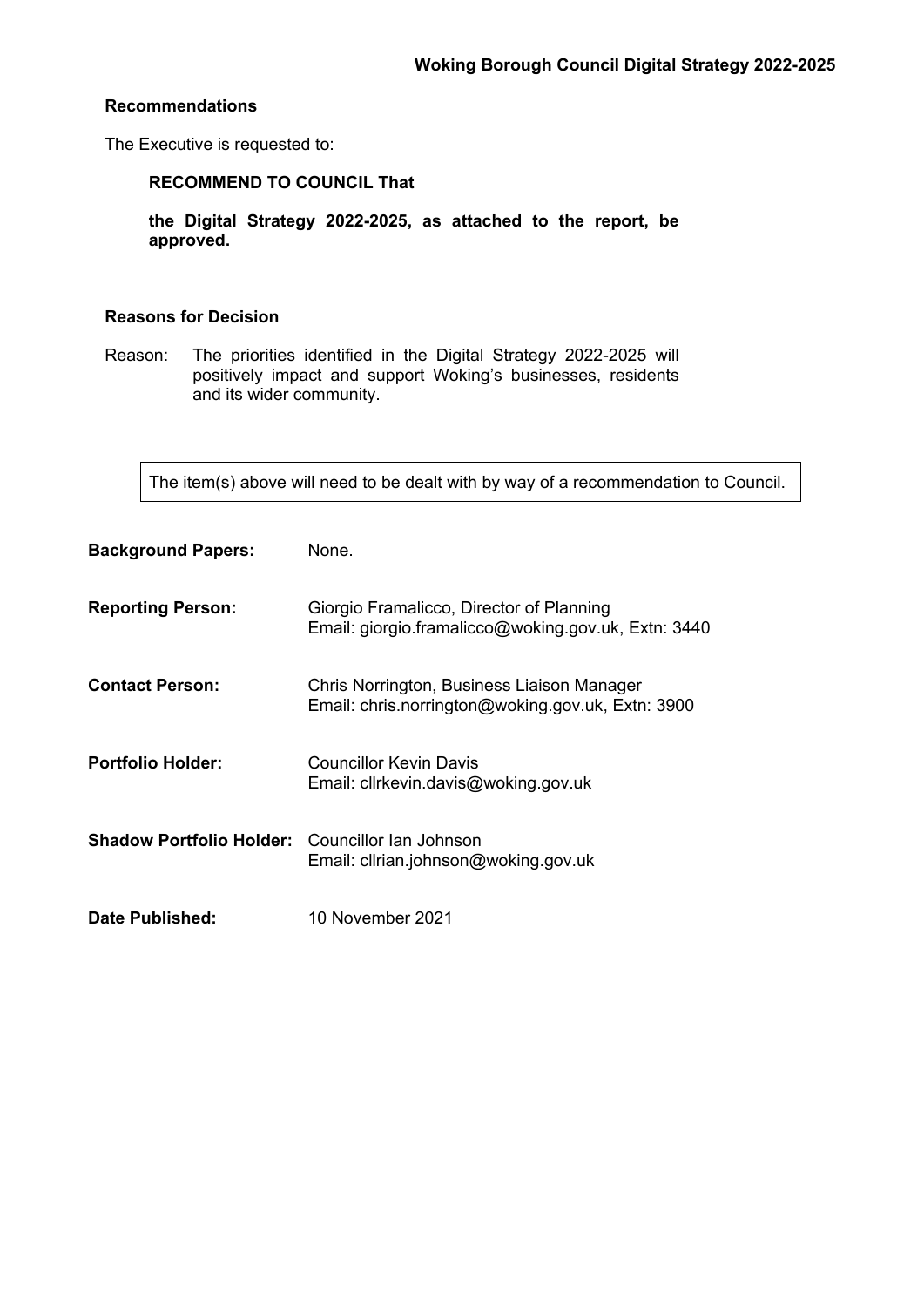## Recommendations

The Executive is requested to:

**RECOMMEND TO COUNCIL That**

**the Digital Strategy 2022-2025, as attached to the report, be approved.**

## Reasons for Decision

Reason: The priorities identified in the Digital Strategy 2022-2025 will positively impact and support Woking's businesses, residents and its wider community.

> The item(s) above will need to be dealt with by way of a recommendation to Council.

**Background Papers:** None.

**Reporting Person:** Giorgio Framalicco, Director of Planning
Email: giorgio.framalicco@woking.gov.uk, Extn: 3440

**Contact Person:** Chris Norrington, Business Liaison Manager
Email: chris.norrington@woking.gov.uk, Extn: 3900

**Portfolio Holder:** Councillor Kevin Davis
Email: cllrkevin.davis@woking.gov.uk

**Shadow Portfolio Holder:** Councillor Ian Johnson
Email: cllrian.johnson@woking.gov.uk

**Date Published:** 10 November 2021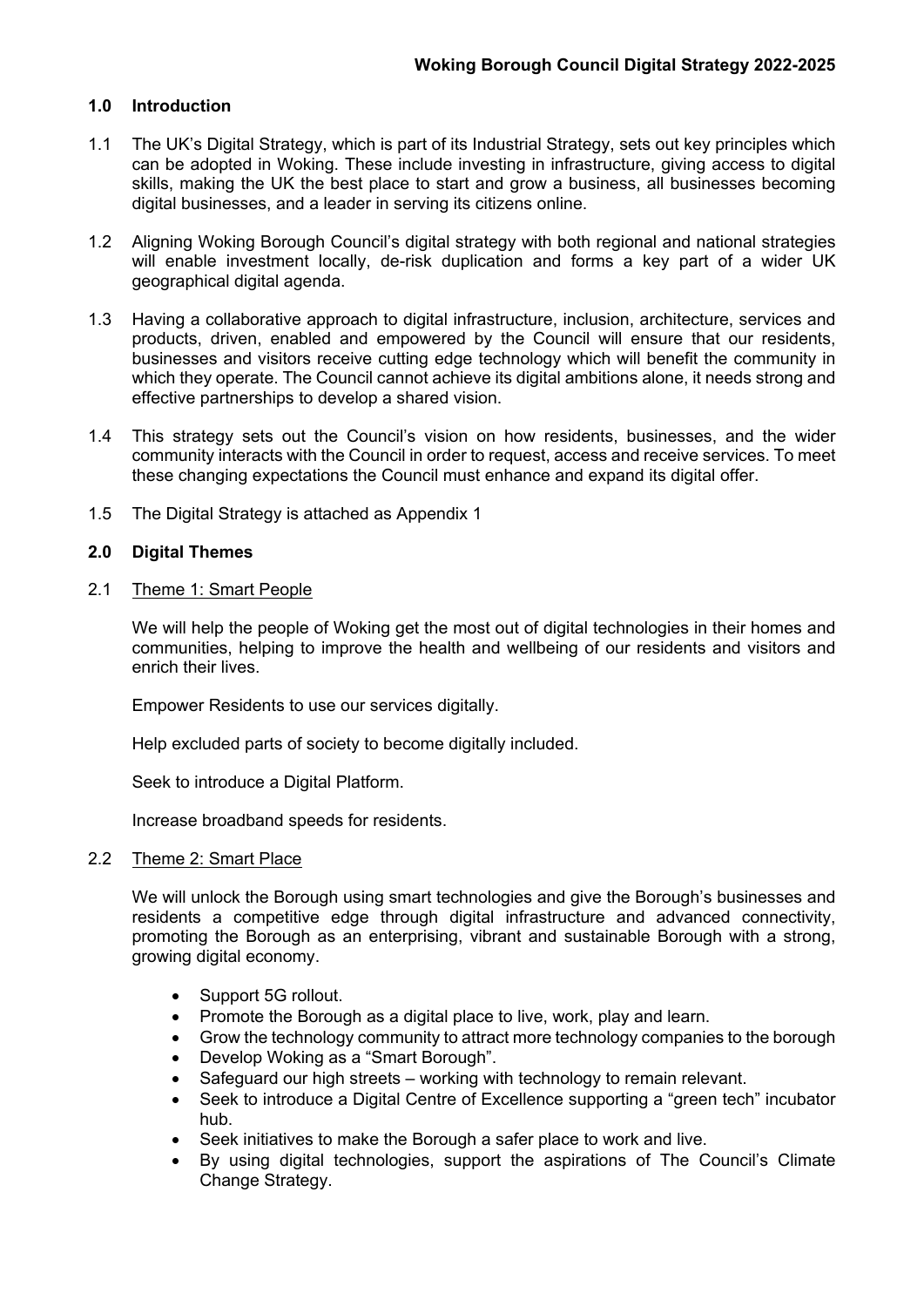**Woking Borough Council Digital Strategy 2022-2025**

## 1.0 Introduction

1.1 The UK's Digital Strategy, which is part of its Industrial Strategy, sets out key principles which can be adopted in Woking. These include investing in infrastructure, giving access to digital skills, making the UK the best place to start and grow a business, all businesses becoming digital businesses, and a leader in serving its citizens online.

1.2 Aligning Woking Borough Council's digital strategy with both regional and national strategies will enable investment locally, de-risk duplication and forms a key part of a wider UK geographical digital agenda.

1.3 Having a collaborative approach to digital infrastructure, inclusion, architecture, services and products, driven, enabled and empowered by the Council will ensure that our residents, businesses and visitors receive cutting edge technology which will benefit the community in which they operate. The Council cannot achieve its digital ambitions alone, it needs strong and effective partnerships to develop a shared vision.

1.4 This strategy sets out the Council's vision on how residents, businesses, and the wider community interacts with the Council in order to request, access and receive services. To meet these changing expectations the Council must enhance and expand its digital offer.

1.5 The Digital Strategy is attached as Appendix 1

## 2.0 Digital Themes

2.1 <u>Theme 1: Smart People</u>

We will help the people of Woking get the most out of digital technologies in their homes and communities, helping to improve the health and wellbeing of our residents and visitors and enrich their lives.

Empower Residents to use our services digitally.

Help excluded parts of society to become digitally included.

Seek to introduce a Digital Platform.

Increase broadband speeds for residents.

2.2 <u>Theme 2: Smart Place</u>

We will unlock the Borough using smart technologies and give the Borough's businesses and residents a competitive edge through digital infrastructure and advanced connectivity, promoting the Borough as an enterprising, vibrant and sustainable Borough with a strong, growing digital economy.

- Support 5G rollout.
- Promote the Borough as a digital place to live, work, play and learn.
- Grow the technology community to attract more technology companies to the borough
- Develop Woking as a "Smart Borough".
- Safeguard our high streets – working with technology to remain relevant.
- Seek to introduce a Digital Centre of Excellence supporting a "green tech" incubator hub.
- Seek initiatives to make the Borough a safer place to work and live.
- By using digital technologies, support the aspirations of The Council's Climate Change Strategy.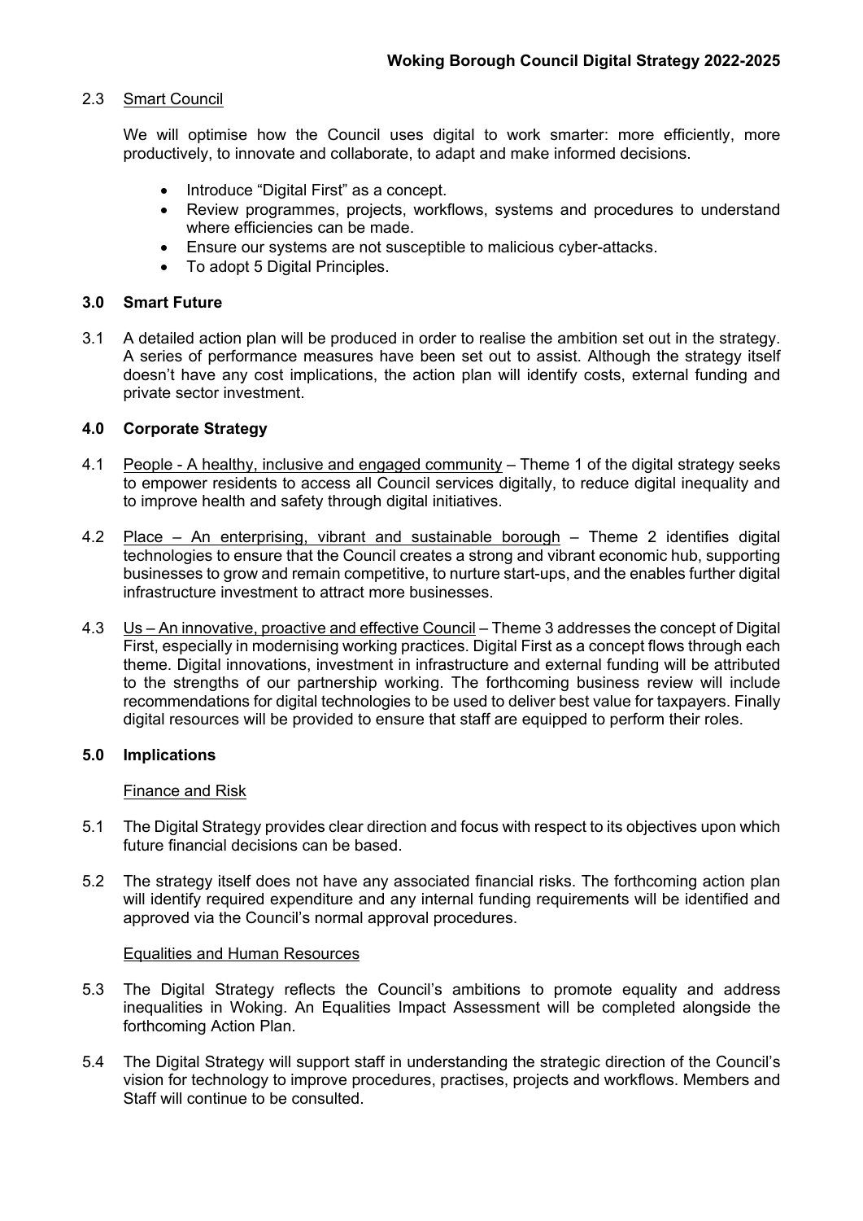2.3 Smart Council

We will optimise how the Council uses digital to work smarter: more efficiently, more productively, to innovate and collaborate, to adapt and make informed decisions.

- Introduce "Digital First" as a concept.
- Review programmes, projects, workflows, systems and procedures to understand where efficiencies can be made.
- Ensure our systems are not susceptible to malicious cyber-attacks.
- To adopt 5 Digital Principles.

## 3.0 Smart Future

3.1 A detailed action plan will be produced in order to realise the ambition set out in the strategy. A series of performance measures have been set out to assist. Although the strategy itself doesn't have any cost implications, the action plan will identify costs, external funding and private sector investment.

## 4.0 Corporate Strategy

4.1 People - A healthy, inclusive and engaged community – Theme 1 of the digital strategy seeks to empower residents to access all Council services digitally, to reduce digital inequality and to improve health and safety through digital initiatives.

4.2 Place – An enterprising, vibrant and sustainable borough – Theme 2 identifies digital technologies to ensure that the Council creates a strong and vibrant economic hub, supporting businesses to grow and remain competitive, to nurture start-ups, and the enables further digital infrastructure investment to attract more businesses.

4.3 Us – An innovative, proactive and effective Council – Theme 3 addresses the concept of Digital First, especially in modernising working practices. Digital First as a concept flows through each theme. Digital innovations, investment in infrastructure and external funding will be attributed to the strengths of our partnership working. The forthcoming business review will include recommendations for digital technologies to be used to deliver best value for taxpayers. Finally digital resources will be provided to ensure that staff are equipped to perform their roles.

## 5.0 Implications

Finance and Risk

5.1 The Digital Strategy provides clear direction and focus with respect to its objectives upon which future financial decisions can be based.

5.2 The strategy itself does not have any associated financial risks. The forthcoming action plan will identify required expenditure and any internal funding requirements will be identified and approved via the Council's normal approval procedures.

Equalities and Human Resources

5.3 The Digital Strategy reflects the Council's ambitions to promote equality and address inequalities in Woking. An Equalities Impact Assessment will be completed alongside the forthcoming Action Plan.

5.4 The Digital Strategy will support staff in understanding the strategic direction of the Council's vision for technology to improve procedures, practises, projects and workflows. Members and Staff will continue to be consulted.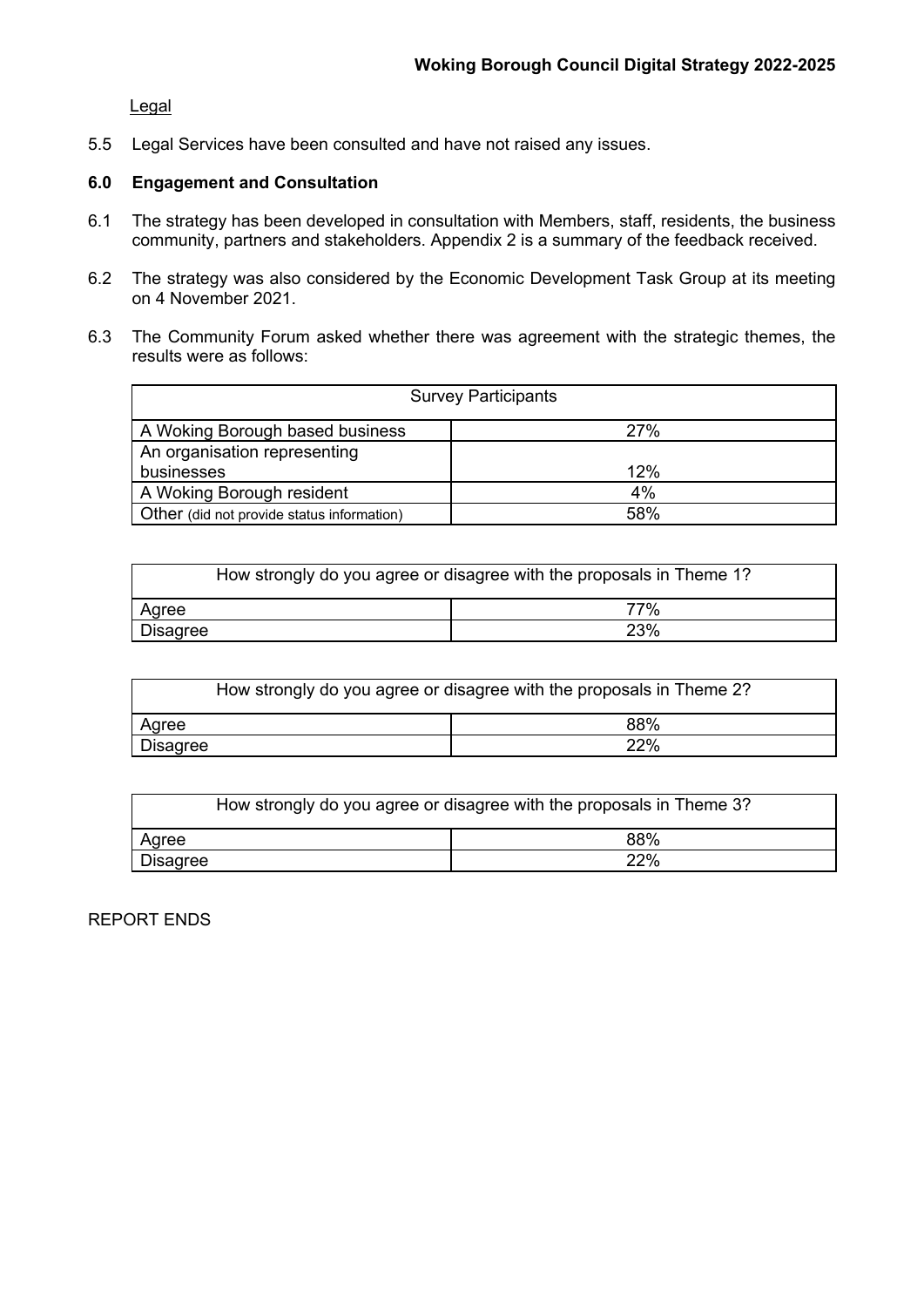Legal

5.5 Legal Services have been consulted and have not raised any issues.

## 6.0 Engagement and Consultation

6.1 The strategy has been developed in consultation with Members, staff, residents, the business community, partners and stakeholders. Appendix 2 is a summary of the feedback received.

6.2 The strategy was also considered by the Economic Development Task Group at its meeting on 4 November 2021.

6.3 The Community Forum asked whether there was agreement with the strategic themes, the results were as follows:

| Survey Participants | |
|---|---|
| A Woking Borough based business | 27% |
| An organisation representing businesses | 12% |
| A Woking Borough resident | 4% |
| Other (did not provide status information) | 58% |

| How strongly do you agree or disagree with the proposals in Theme 1? | |
|---|---|
| Agree | 77% |
| Disagree | 23% |

| How strongly do you agree or disagree with the proposals in Theme 2? | |
|---|---|
| Agree | 88% |
| Disagree | 22% |

| How strongly do you agree or disagree with the proposals in Theme 3? | |
|---|---|
| Agree | 88% |
| Disagree | 22% |

REPORT ENDS